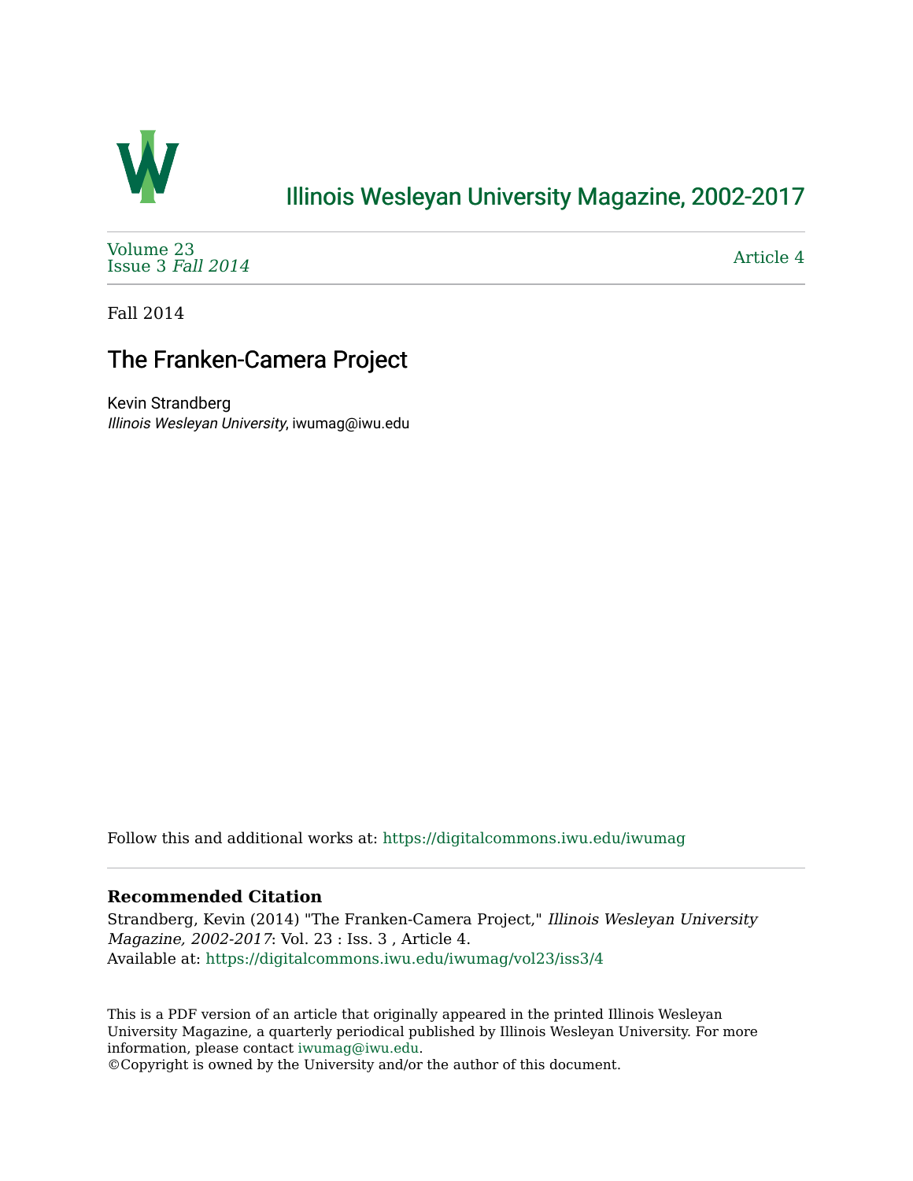Illinois Wesleyan University Magazine, 2002-2017

Volume 23
Issue 3 *Fall 2014*

Article 4

Fall 2014

# The Franken-Camera Project

Kevin Strandberg
*Illinois Wesleyan University*, iwumag@iwu.edu

Follow this and additional works at: https://digitalcommons.iwu.edu/iwumag

**Recommended Citation**
Strandberg, Kevin (2014) "The Franken-Camera Project," *Illinois Wesleyan University Magazine, 2002-2017*: Vol. 23 : Iss. 3 , Article 4.
Available at: https://digitalcommons.iwu.edu/iwumag/vol23/iss3/4

This is a PDF version of an article that originally appeared in the printed Illinois Wesleyan University Magazine, a quarterly periodical published by Illinois Wesleyan University. For more information, please contact iwumag@iwu.edu.
©Copyright is owned by the University and/or the author of this document.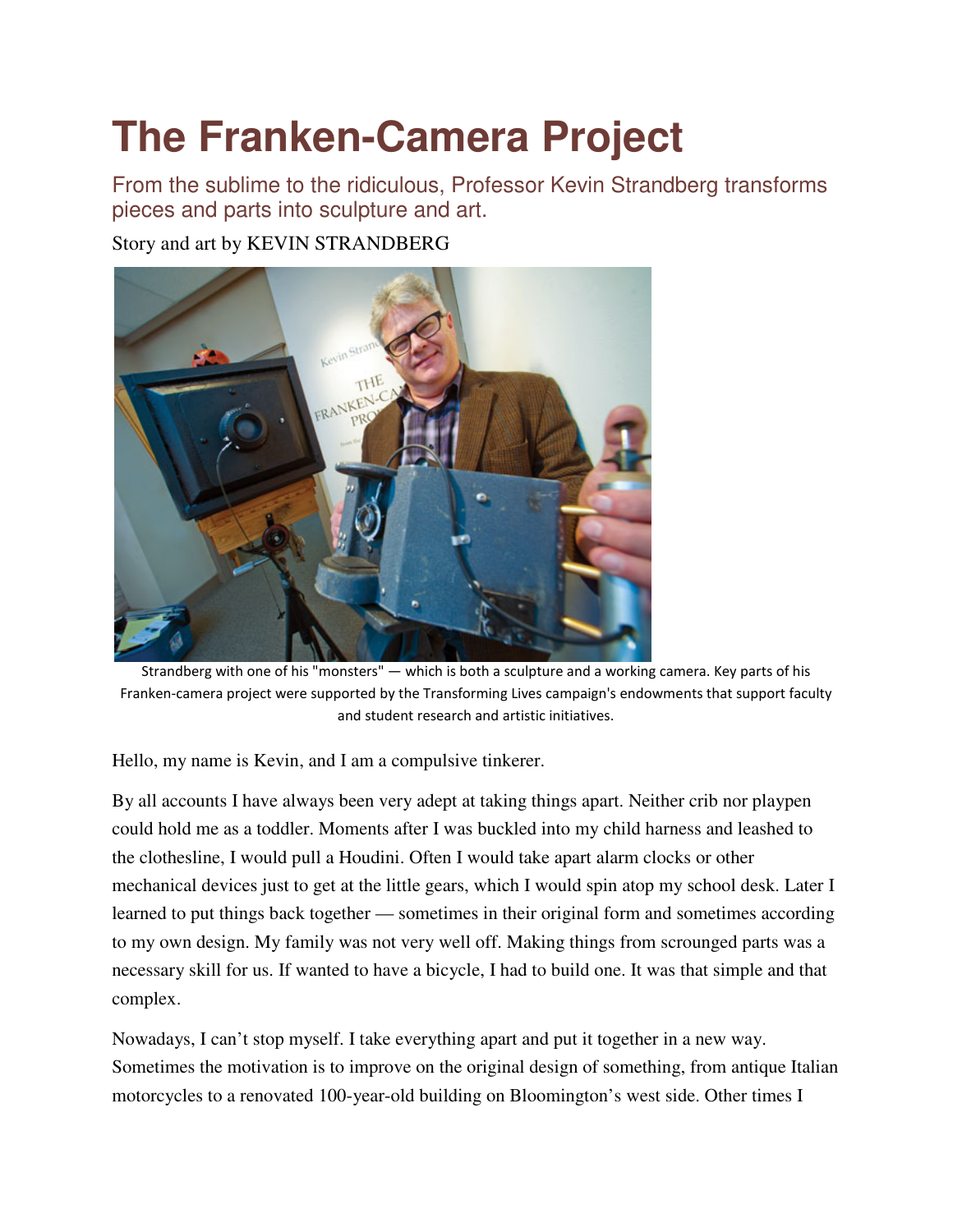# The Franken-Camera Project

From the sublime to the ridiculous, Professor Kevin Strandberg transforms pieces and parts into sculpture and art.

Story and art by KEVIN STRANDBERG

Strandberg with one of his "monsters" — which is both a sculpture and a working camera. Key parts of his Franken-camera project were supported by the Transforming Lives campaign's endowments that support faculty and student research and artistic initiatives.

Hello, my name is Kevin, and I am a compulsive tinkerer.

By all accounts I have always been very adept at taking things apart. Neither crib nor playpen could hold me as a toddler. Moments after I was buckled into my child harness and leashed to the clothesline, I would pull a Houdini. Often I would take apart alarm clocks or other mechanical devices just to get at the little gears, which I would spin atop my school desk. Later I learned to put things back together — sometimes in their original form and sometimes according to my own design. My family was not very well off. Making things from scrounged parts was a necessary skill for us. If wanted to have a bicycle, I had to build one. It was that simple and that complex.

Nowadays, I can't stop myself. I take everything apart and put it together in a new way. Sometimes the motivation is to improve on the original design of something, from antique Italian motorcycles to a renovated 100-year-old building on Bloomington's west side. Other times I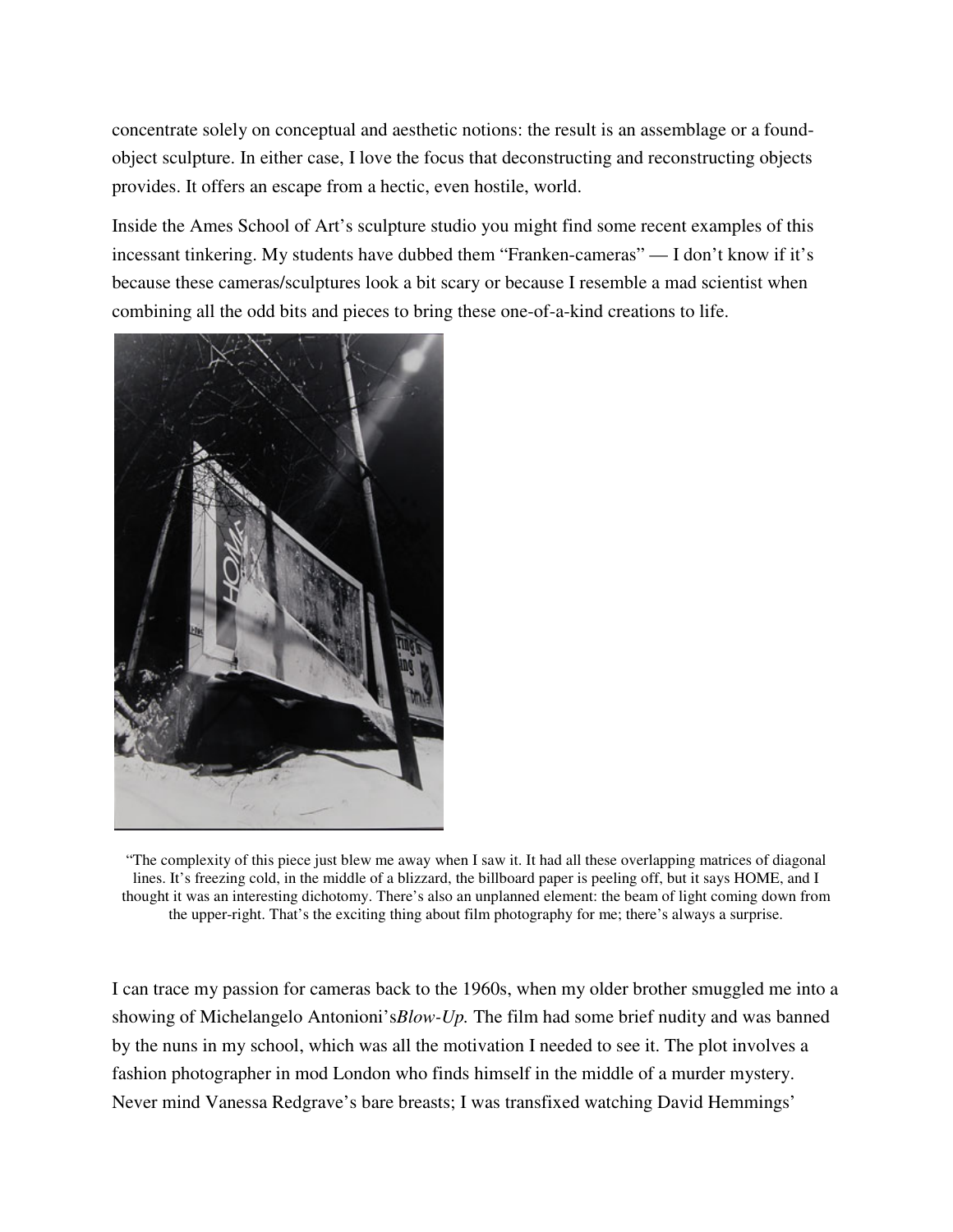concentrate solely on conceptual and aesthetic notions: the result is an assemblage or a found-object sculpture. In either case, I love the focus that deconstructing and reconstructing objects provides. It offers an escape from a hectic, even hostile, world.

Inside the Ames School of Art's sculpture studio you might find some recent examples of this incessant tinkering. My students have dubbed them "Franken-cameras" — I don't know if it's because these cameras/sculptures look a bit scary or because I resemble a mad scientist when combining all the odd bits and pieces to bring these one-of-a-kind creations to life.

"The complexity of this piece just blew me away when I saw it. It had all these overlapping matrices of diagonal lines. It's freezing cold, in the middle of a blizzard, the billboard paper is peeling off, but it says HOME, and I thought it was an interesting dichotomy. There's also an unplanned element: the beam of light coming down from the upper-right. That's the exciting thing about film photography for me; there's always a surprise.

I can trace my passion for cameras back to the 1960s, when my older brother smuggled me into a showing of Michelangelo Antonioni's *Blow-Up.* The film had some brief nudity and was banned by the nuns in my school, which was all the motivation I needed to see it. The plot involves a fashion photographer in mod London who finds himself in the middle of a murder mystery. Never mind Vanessa Redgrave's bare breasts; I was transfixed watching David Hemmings'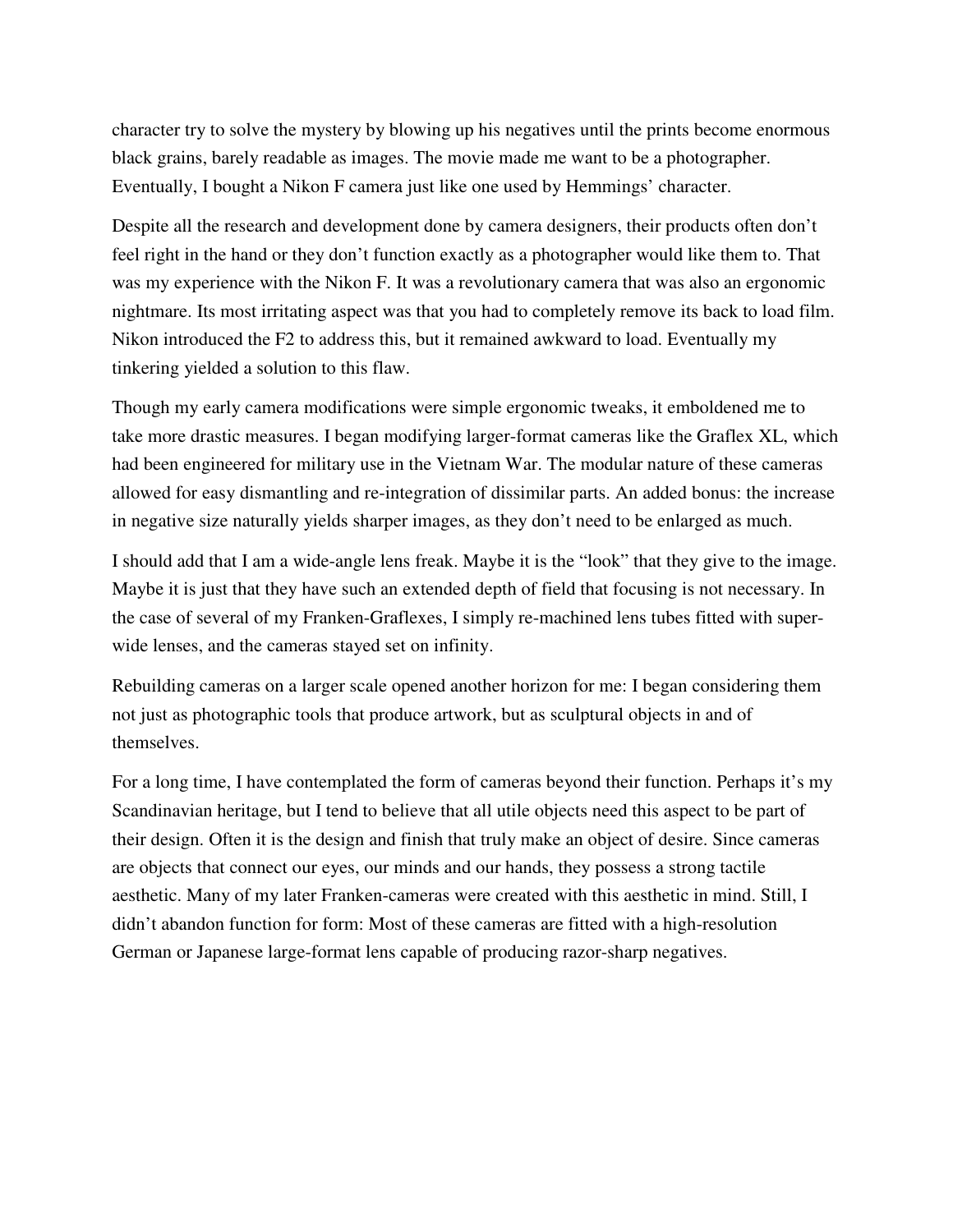character try to solve the mystery by blowing up his negatives until the prints become enormous black grains, barely readable as images. The movie made me want to be a photographer. Eventually, I bought a Nikon F camera just like one used by Hemmings' character.

Despite all the research and development done by camera designers, their products often don't feel right in the hand or they don't function exactly as a photographer would like them to. That was my experience with the Nikon F. It was a revolutionary camera that was also an ergonomic nightmare. Its most irritating aspect was that you had to completely remove its back to load film. Nikon introduced the F2 to address this, but it remained awkward to load. Eventually my tinkering yielded a solution to this flaw.

Though my early camera modifications were simple ergonomic tweaks, it emboldened me to take more drastic measures. I began modifying larger-format cameras like the Graflex XL, which had been engineered for military use in the Vietnam War. The modular nature of these cameras allowed for easy dismantling and re-integration of dissimilar parts. An added bonus: the increase in negative size naturally yields sharper images, as they don't need to be enlarged as much.

I should add that I am a wide-angle lens freak. Maybe it is the "look" that they give to the image. Maybe it is just that they have such an extended depth of field that focusing is not necessary. In the case of several of my Franken-Graflexes, I simply re-machined lens tubes fitted with super-wide lenses, and the cameras stayed set on infinity.

Rebuilding cameras on a larger scale opened another horizon for me: I began considering them not just as photographic tools that produce artwork, but as sculptural objects in and of themselves.

For a long time, I have contemplated the form of cameras beyond their function. Perhaps it's my Scandinavian heritage, but I tend to believe that all utile objects need this aspect to be part of their design. Often it is the design and finish that truly make an object of desire. Since cameras are objects that connect our eyes, our minds and our hands, they possess a strong tactile aesthetic. Many of my later Franken-cameras were created with this aesthetic in mind. Still, I didn't abandon function for form: Most of these cameras are fitted with a high-resolution German or Japanese large-format lens capable of producing razor-sharp negatives.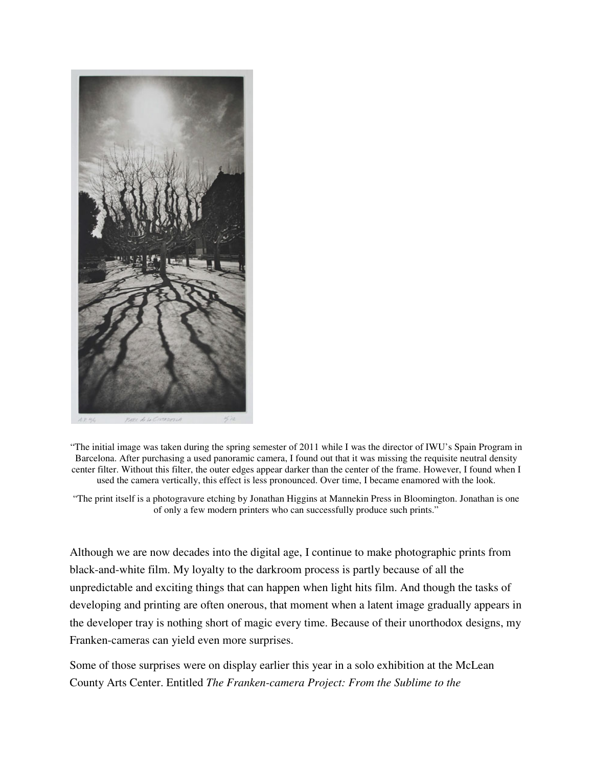"The initial image was taken during the spring semester of 2011 while I was the director of IWU's Spain Program in Barcelona. After purchasing a used panoramic camera, I found out that it was missing the requisite neutral density center filter. Without this filter, the outer edges appear darker than the center of the frame. However, I found when I used the camera vertically, this effect is less pronounced. Over time, I became enamored with the look.

"The print itself is a photogravure etching by Jonathan Higgins at Mannekin Press in Bloomington. Jonathan is one of only a few modern printers who can successfully produce such prints."

Although we are now decades into the digital age, I continue to make photographic prints from black-and-white film. My loyalty to the darkroom process is partly because of all the unpredictable and exciting things that can happen when light hits film. And though the tasks of developing and printing are often onerous, that moment when a latent image gradually appears in the developer tray is nothing short of magic every time. Because of their unorthodox designs, my Franken-cameras can yield even more surprises.

Some of those surprises were on display earlier this year in a solo exhibition at the McLean County Arts Center. Entitled *The Franken-camera Project: From the Sublime to the*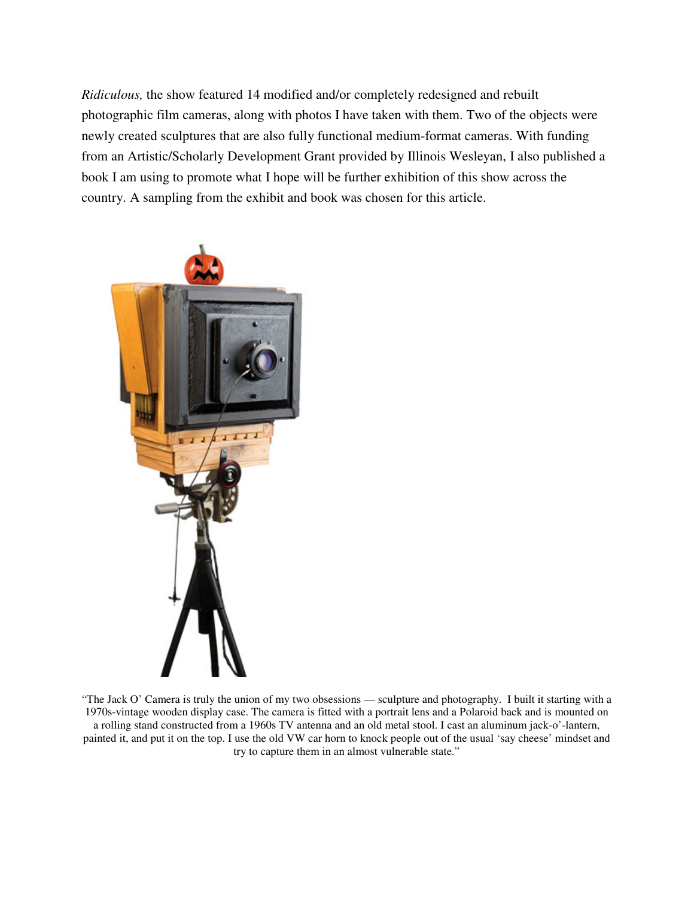*Ridiculous,* the show featured 14 modified and/or completely redesigned and rebuilt photographic film cameras, along with photos I have taken with them. Two of the objects were newly created sculptures that are also fully functional medium-format cameras. With funding from an Artistic/Scholarly Development Grant provided by Illinois Wesleyan, I also published a book I am using to promote what I hope will be further exhibition of this show across the country. A sampling from the exhibit and book was chosen for this article.

"The Jack O' Camera is truly the union of my two obsessions — sculpture and photography. I built it starting with a 1970s-vintage wooden display case. The camera is fitted with a portrait lens and a Polaroid back and is mounted on a rolling stand constructed from a 1960s TV antenna and an old metal stool. I cast an aluminum jack-o'-lantern, painted it, and put it on the top. I use the old VW car horn to knock people out of the usual 'say cheese' mindset and try to capture them in an almost vulnerable state."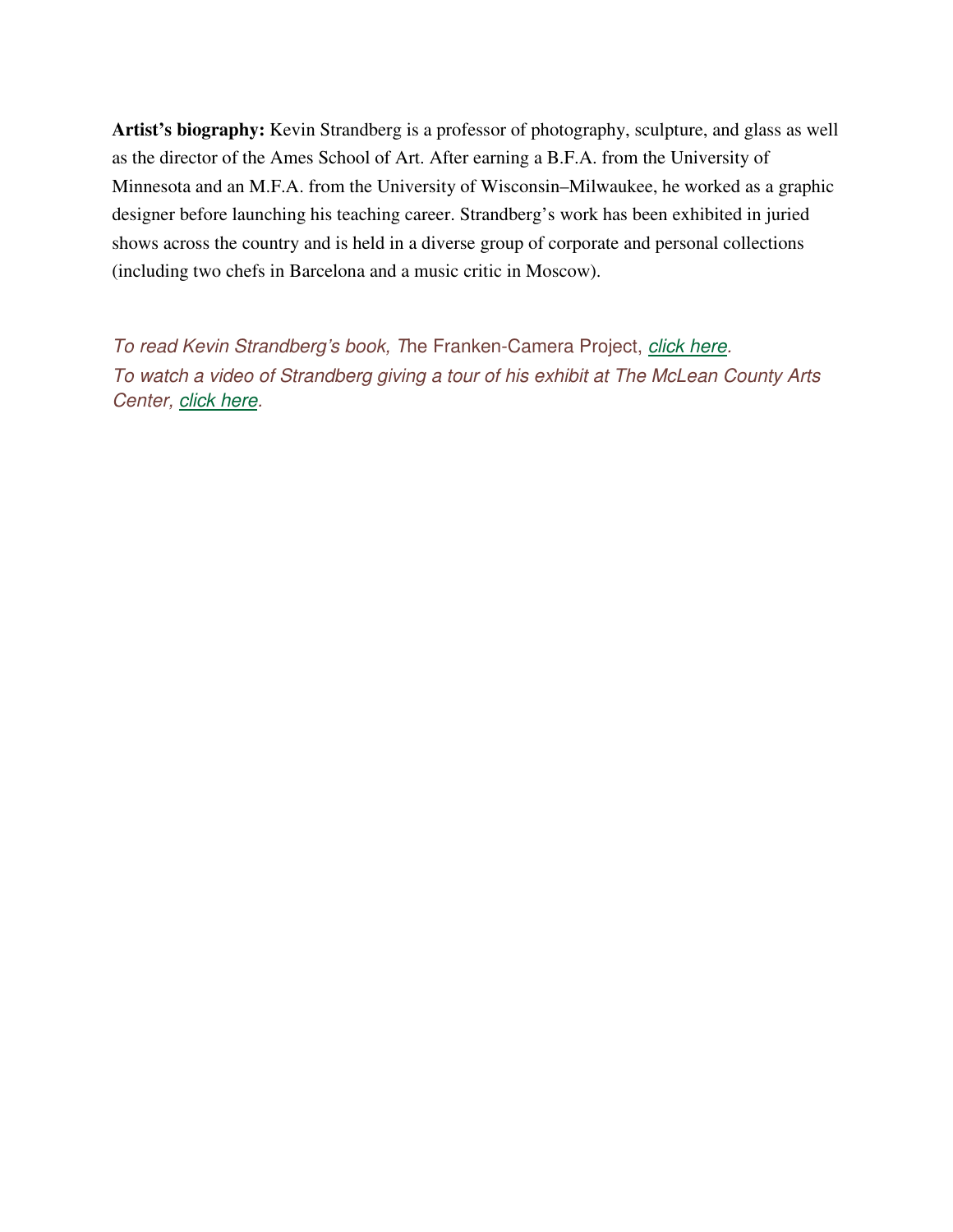**Artist's biography:** Kevin Strandberg is a professor of photography, sculpture, and glass as well as the director of the Ames School of Art. After earning a B.F.A. from the University of Minnesota and an M.F.A. from the University of Wisconsin–Milwaukee, he worked as a graphic designer before launching his teaching career. Strandberg's work has been exhibited in juried shows across the country and is held in a diverse group of corporate and personal collections (including two chefs in Barcelona and a music critic in Moscow).

*To read Kevin Strandberg's book, T*he Franken-Camera Project, *click here.*
*To watch a video of Strandberg giving a tour of his exhibit at The McLean County Arts Center, click here.*